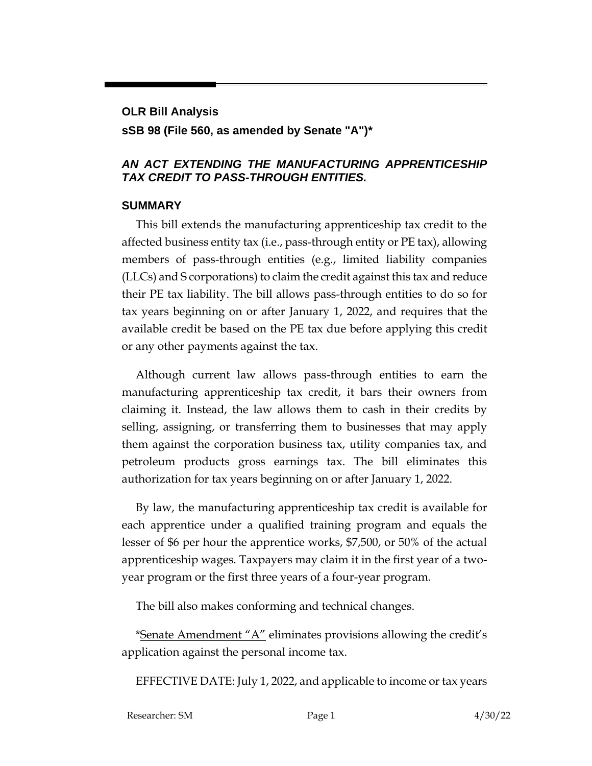**OLR Bill Analysis**

**sSB 98 (File 560, as amended by Senate "A")***

## *AN ACT EXTENDING THE MANUFACTURING APPRENTICESHIP TAX CREDIT TO PASS-THROUGH ENTITIES.*

## SUMMARY

This bill extends the manufacturing apprenticeship tax credit to the affected business entity tax (i.e., pass-through entity or PE tax), allowing members of pass-through entities (e.g., limited liability companies (LLCs) and S corporations) to claim the credit against this tax and reduce their PE tax liability. The bill allows pass-through entities to do so for tax years beginning on or after January 1, 2022, and requires that the available credit be based on the PE tax due before applying this credit or any other payments against the tax.

Although current law allows pass-through entities to earn the manufacturing apprenticeship tax credit, it bars their owners from claiming it. Instead, the law allows them to cash in their credits by selling, assigning, or transferring them to businesses that may apply them against the corporation business tax, utility companies tax, and petroleum products gross earnings tax. The bill eliminates this authorization for tax years beginning on or after January 1, 2022.

By law, the manufacturing apprenticeship tax credit is available for each apprentice under a qualified training program and equals the lesser of $6 per hour the apprentice works, $7,500, or 50% of the actual apprenticeship wages. Taxpayers may claim it in the first year of a two-year program or the first three years of a four-year program.

The bill also makes conforming and technical changes.

*Senate Amendment "A" eliminates provisions allowing the credit's application against the personal income tax.

EFFECTIVE DATE: July 1, 2022, and applicable to income or tax years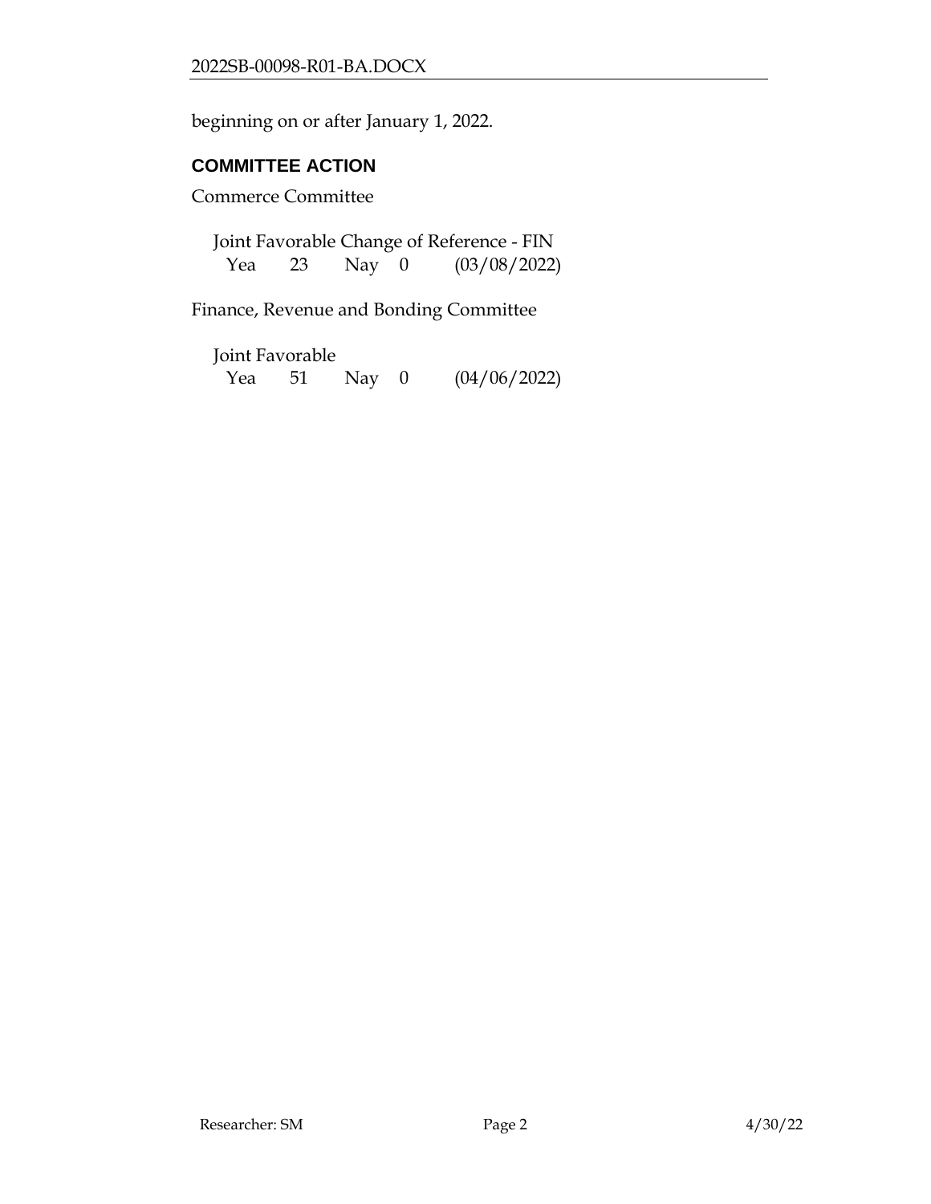beginning on or after January 1, 2022.

## COMMITTEE ACTION

Commerce Committee

Joint Favorable Change of Reference - FIN

| | | | | |
|---|---|---|---|---|
| Yea | 23 | Nay | 0 | (03/08/2022) |

Finance, Revenue and Bonding Committee

Joint Favorable

| | | | | |
|---|---|---|---|---|
| Yea | 51 | Nay | 0 | (04/06/2022) |